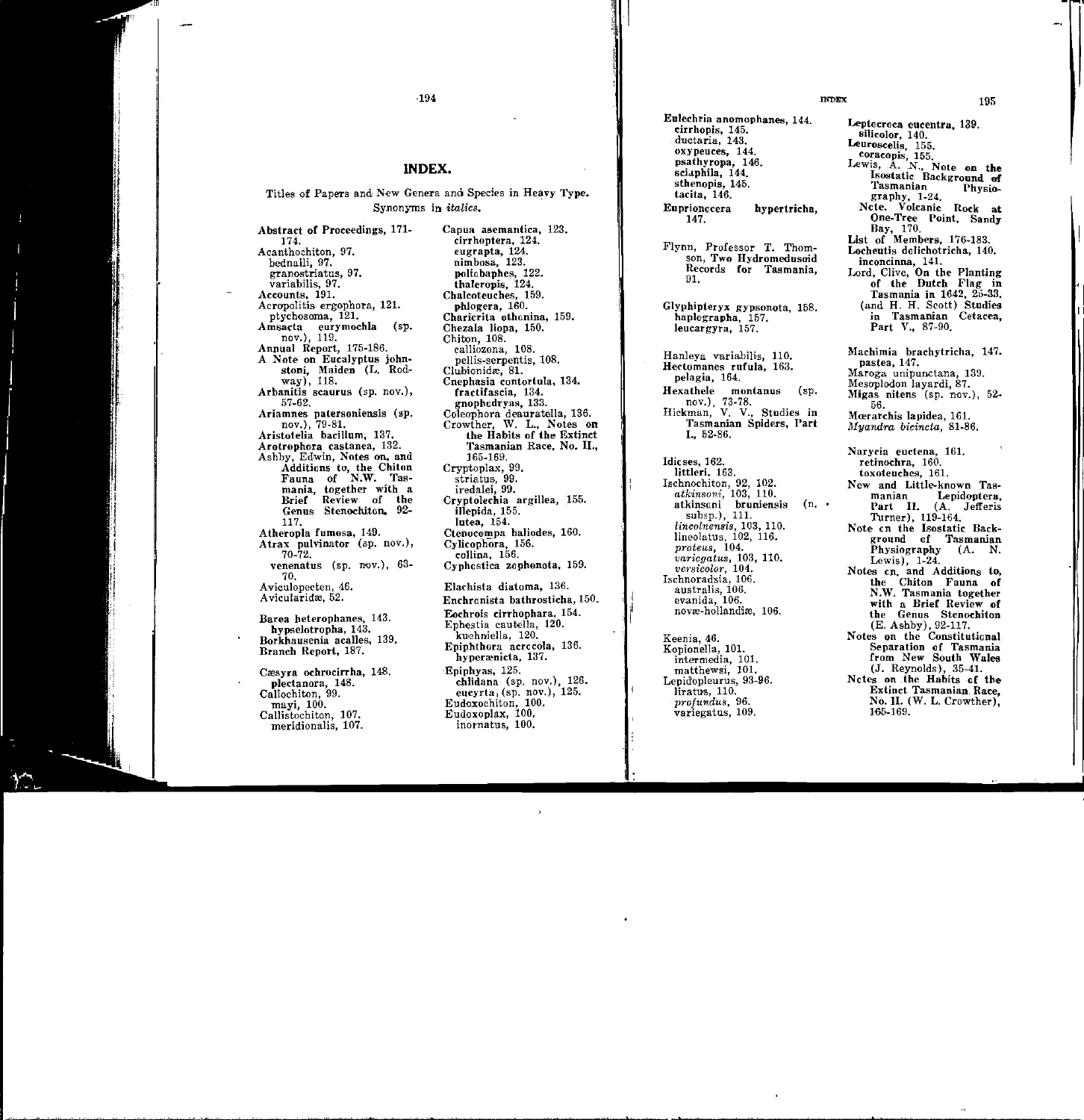# INDEX.

Titles of Papers and New Genera and Species in Heavy Type.
Synonyms in *italics*.

**Abstract of Proceedings**, 171-174.
**Acanthochiton**, 97.
bednalli, 97.
granostriatus, 97.
variabilis, 97.
**Accounts**, 191.
Acropolitis ergophora, 121.
ptychosoma, 121.
**Amsacta eurymochla** (sp. nov.), 119.
**Annual Report**, 175-186.
**A Note on Eucalyptus johnstoni, Maiden** (L. Rodway), 118.
**Arbanitis scaurus** (sp. nov.), 57-62.
**Ariamnes patersoniensis** (sp. nov.), 79-81.
**Aristotelia bacillum**, 137.
**Arotrophora castanea**, 132.
Ashby, Edwin, **Notes on, and Additions to, the Chiton Fauna of N.W. Tasmania, together with a Brief Review of the Genus Stenochiton**, 92-117.
**Atheropla fumosa**, 149.
**Atrax pulvinator** (sp. nov.), 70-72.
**venenatus** (sp. nov.), 63-70.
Aviculopecten, 46.
Aviculariidæ, 52.

**Barea heterophanes**, 143.
**hypselotropha**, 143.
**Borkhausenia acalles**, 139.
**Branch Report**, 187.

**Cæsyra ochrocirrha**, 148.
**plectanora**, 148.
Callochiton, 99.
mayi, 100.
Callistochiton, 107.
meridionalis, 107.

**Capua asemantica**, 123.
**cirrhoptera**, 124.
**eugrapta**, 124.
**nimbosa**, 123.
**poliobaphes**, 122.
**thaleropis**, 124.
**Chalcoteuches**, 159.
**phlogera**, 160.
**Charicrita othonina**, 159.
**Chezala liopa**, 150.
Chiton, 108.
calliozona, 108.
pellis-serpentis, 108.
Clubionidæ, 81.
**Cnephasia contortula**, 134.
**fractifascia**, 134.
**gnophodryas**, 133.
**Coleophora deauratella**, 136.
Crowther, W. L., **Notes on the Habits of the Extinct Tasmanian Race, No. II.**, 165-169.
Cryptoplax, 99.
striatus, 99.
iredalei, 99.
**Cryptolechia argillea**, 155.
**illepida**, 155.
**lutea**, 154.
**Ctenocompa baliodes**, 160.
**Cylicophora**, 156.
**collina**, 156.
**Cyphostica zophonota**, 159.

**Elachista diatoma**, 136.
**Enchronista bathrosticha**, 150.
**Eochrois cirrhophara**, 154.
**Ephestia cautella**, 120.
kuehniella, 120.
**Epiphthora acrocola**, 136.
**hyperænicta**, 137.
**Epiphyas**, 125.
**chlidana** (sp. nov.), 126.
**eucyrta** (sp. nov.), 125.
Eudoxochiton, 100.
Eudoxoplax, 100.
inornatus, 100.

**Eulechria anomophanes**, 144.
**cirrhopis**, 145.
**ductaria**, 143.
**oxypeuces**, 144.
**psathyropa**, 146.
**sciaphila**, 144.
**sthenopis**, 145.
**tacita**, 146.
**Euprionocera hypertricha**, 147.

Flynn, Professor T. Thomson, **Two Hydromedusoid Records for Tasmania**, 91.

**Glyphipteryx gypsonota**, 158.
**haplographa**, 157.
**leucargyra**, 157.

Hanleya variabilis, 110.
**Hectomanes rufula**, 163.
**pelagia**, 164.
**Hexathele montanus** (sp. nov.), 73-78.
Hickman, V. V., **Studies in Tasmanian Spiders, Part I.**, 52-86.

**Idioses**, 162.
**littleri**, 163.
Ischnochiton, 92, 102.
*atkinsoni*, 103, 110.
atkinsoni bruniensis (n. subsp.), 111.
*lincolnensis*, 103, 110.
lineolatus, 102, 116.
*proteus*, 104.
*variegatus*, 103, 110.
*versicolor*, 104.
Ischnoradsia, 106.
australis, 106.
evanida, 106.
novæ-hollandiæ, 106.

Keenia, 46.
Kopionella, 101.
intermedia, 101.
matthewsi, 101.
Lepidopleurus, 93-96.
liratus, 110.
*profundus*, 96.
variegatus, 109.

**Leptocroca eucentra**, 139.
**silicolor**, 140.
**Leuroscelis**, 155.
**coracopis**, 155.
Lewis, A. N., **Note on the Isostatic Background of Tasmanian Physiography**, 1-24.
**Note. Volcanic Rock at One-Tree Point, Sandy Bay**, 170.
**List of Members**, 176-183.
**Locheutis dolichotricha**, 140.
**inconcinna**, 141.
Lord, Clive, **On the Planting of the Dutch Flag in Tasmania in 1642**, 25-33.
(and H. H. Scott) **Studies in Tasmanian Cetacea, Part V.**, 87-90.

**Machimia brachytricha**, 147.
**pastea**, 147.
**Maroga unipunctana**, 139.
Mesoplodon layardi, 87.
**Migas nitens** (sp. nov.), 52-56.
**Mœrarchis lapidea**, 161.
*Myandra bicincta*, 81-86.

**Narycia euctena**, 161.
**retinochra**, 160.
**toxoteuches**, 161.
**New and Little-known Tasmanian Lepidoptera, Part II.** (A. Jefferis Turner), 119-164.
**Note on the Isostatic Background of Tasmanian Physiography** (A. N. Lewis), 1-24.
**Notes on, and Additions to, the Chiton Fauna of N.W. Tasmania together with a Brief Review of the Genus Stenochiton** (E. Ashby), 92-117.
**Notes on the Constitutional Separation of Tasmania from New South Wales** (J. Reynolds), 35-41.
**Notes on the Habits of the Extinct Tasmanian Race, No. II.** (W. L. Crowther), 165-169.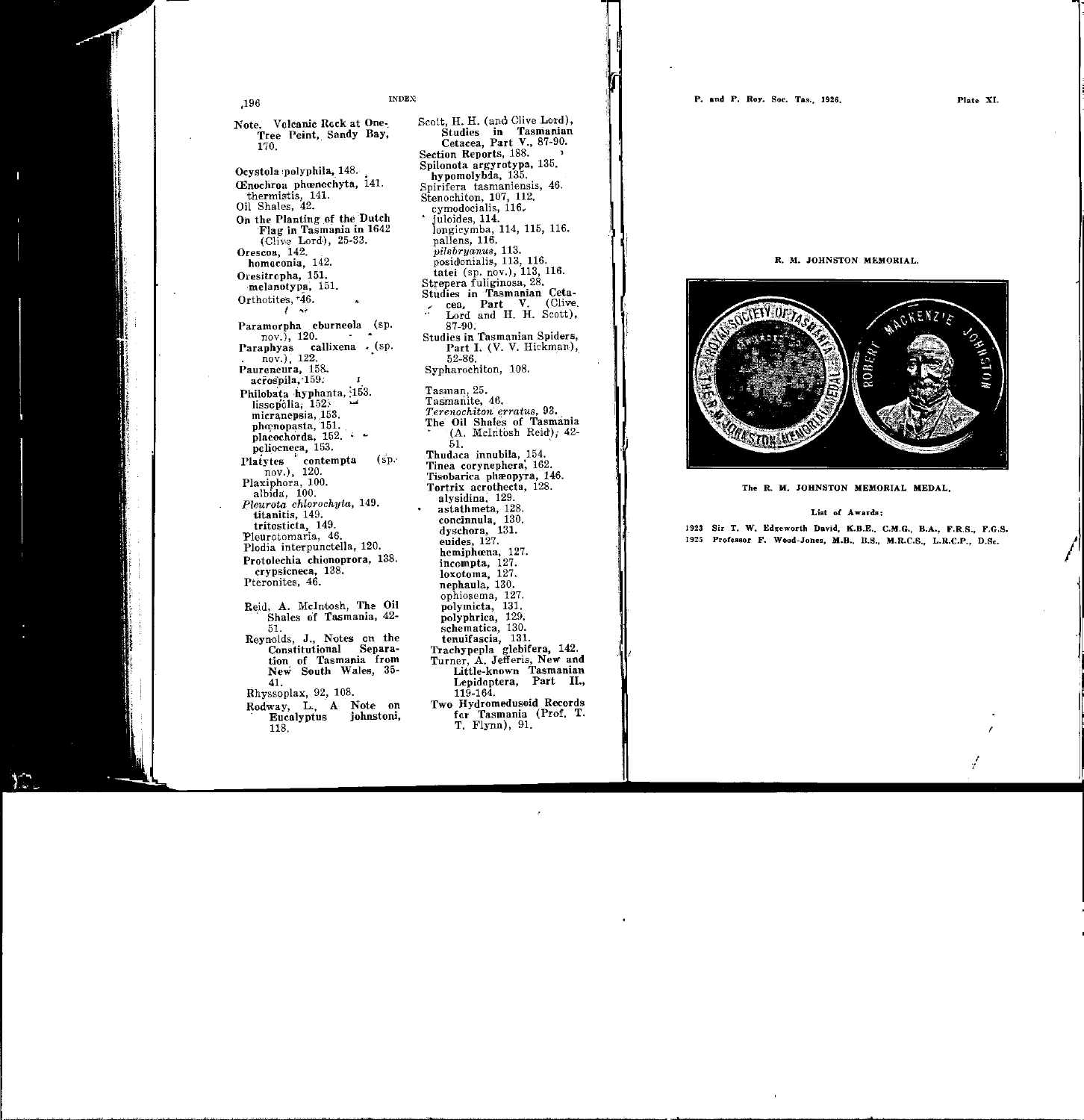Note. Volcanic Rock at One-Tree Point, Sandy Bay, 170.

Ocystola polyphila, 148.
Œnochroa phœnochyta, 141.
thermistis, 141.
Oil Shales, 42.
On the Planting of the Dutch Flag in Tasmania in 1642 (Clive Lord), 25-33.
Orescoa, 142.
homoconia, 142.
Oresitropha, 151.
melanotypa, 151.
Orthotites, 46.

Paramorpha eburneola (sp. nov.), 120.
Paraphyas callixena (sp. nov.), 122.
Paureneura, 158.
acrospila, 159.
Philobata hyphanta, 153.
lissopolia, 152.
micranepsia, 153.
phœnopasta, 151.
placochorda, 152.
peliocneca, 153.
Platytes contempta (sp. nov.), 120.
Plaxiphora, 100.
albida, 100.
*Pleurota chlorochyta*, 149.
titanitis, 149.
tritosticta, 149.
Pleurotomaria, 46.
Plodia interpunctella, 120.
Protolechia chionoprora, 138.
crypsicneca, 138.
Pteronites, 46.

Reid, A. McIntosh, The Oil Shales of Tasmania, 42-51.
Reynolds, J., Notes on the Constitutional Separation of Tasmania from New South Wales, 35-41.
Rhyssoplax, 92, 108.
Rodway, L., A Note on Eucalyptus johnstoni, 118.

Scott, H. H. (and Clive Lord), Studies in Tasmanian Cetacea, Part V., 87-90.
Section Reports, 188.
Spilonota argyrotypa, 135.
hypomolybda, 135.
Spirifera tasmaniensis, 46.
Stenochiton, 107, 112.
cymodocialis, 116.
juloides, 114.
longicymba, 114, 115, 116.
pallens, 116.
*pilsbryanus*, 113.
posidonialis, 113, 116.
tatei (sp. nov.), 113, 116.
Strepera fuliginosa, 28.
Studies in Tasmanian Cetacea, Part V. (Clive Lord and H. H. Scott), 87-90.
Studies in Tasmanian Spiders, Part I. (V. V. Hickman), 52-86.
Sypharochiton, 108.

Tasman, 25.
Tasmanite, 46.
*Terenochiton erratus*, 93.
The Oil Shales of Tasmania (A. McIntosh Reid), 42-51.
Thudaca innubila, 154.
Tinea corynephera, 162.
Tisobarica phæopyra, 146.
Tortrix acrothecta, 128.
alysidina, 129.
astathmeta, 128.
concinnula, 130.
dyschora, 131.
euides, 127.
hemiphœna, 127.
incompta, 127.
loxotoma, 127.
nephaula, 130.
ophiosema, 127.
polymicta, 131.
polyphrica, 129.
schematica, 130.
tenuifascia, 131.
Trachypepla glebifera, 142.
Turner, A. Jefferis, New and Little-known Tasmanian Lepidoptera, Part II., 119-164.
Two Hydromedusoid Records for Tasmania (Prof. T. T. Flynn), 91.

Plate XI.

R. M. JOHNSTON MEMORIAL.

THE R. M. JOHNSTON MEMORIAL MEDAL — ROYAL SOCIETY OF TASMANIA — ROBERT MACKENZIE JOHNSTON

The R. M. JOHNSTON MEMORIAL MEDAL.

List of Awards:

1923 Sir T. W. Edgeworth David, K.B.E., C.M.G., B.A., F.R.S., F.G.S.
1925 Professor F. Wood-Jones, M.B., B.S., M.R.C.S., L.R.C.P., D.Sc.